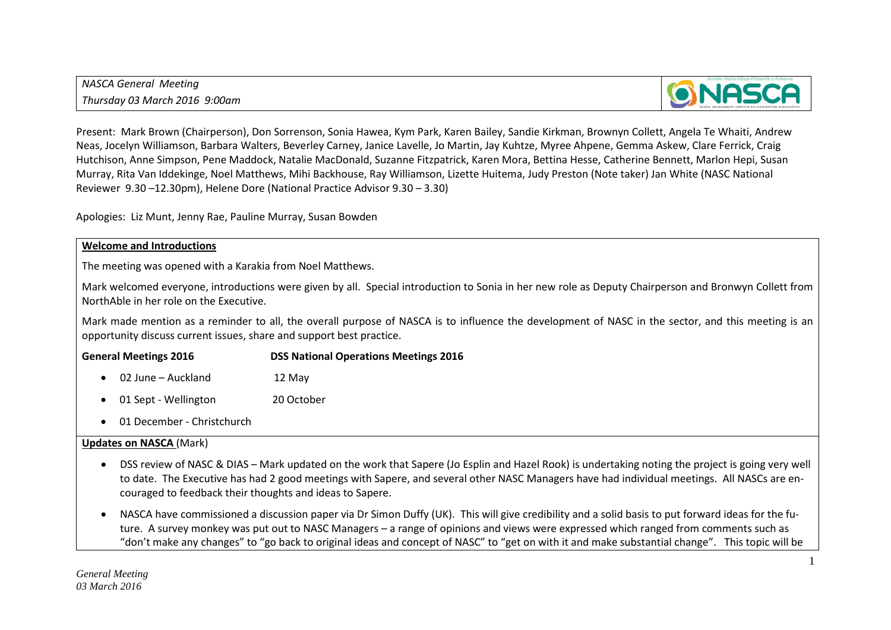*NASCA General Meeting*
*Thursday 03 March 2016 9:00am*

Present: Mark Brown (Chairperson), Don Sorrenson, Sonia Hawea, Kym Park, Karen Bailey, Sandie Kirkman, Brownyn Collett, Angela Te Whaiti, Andrew Neas, Jocelyn Williamson, Barbara Walters, Beverley Carney, Janice Lavelle, Jo Martin, Jay Kuhtze, Myree Ahpene, Gemma Askew, Clare Ferrick, Craig Hutchison, Anne Simpson, Pene Maddock, Natalie MacDonald, Suzanne Fitzpatrick, Karen Mora, Bettina Hesse, Catherine Bennett, Marlon Hepi, Susan Murray, Rita Van Iddekinge, Noel Matthews, Mihi Backhouse, Ray Williamson, Lizette Huitema, Judy Preston (Note taker) Jan White (NASC National Reviewer 9.30 –12.30pm), Helene Dore (National Practice Advisor 9.30 – 3.30)

Apologies: Liz Munt, Jenny Rae, Pauline Murray, Susan Bowden

**Welcome and Introductions**

The meeting was opened with a Karakia from Noel Matthews.

Mark welcomed everyone, introductions were given by all. Special introduction to Sonia in her new role as Deputy Chairperson and Bronwyn Collett from NorthAble in her role on the Executive.

Mark made mention as a reminder to all, the overall purpose of NASCA is to influence the development of NASC in the sector, and this meeting is an opportunity discuss current issues, share and support best practice.

| **General Meetings 2016** | **DSS National Operations Meetings 2016** |
|---|---|
| 02 June – Auckland | 12 May |
| 01 Sept - Wellington | 20 October |
| 01 December - Christchurch | |

**Updates on NASCA** (Mark)

- DSS review of NASC & DIAS – Mark updated on the work that Sapere (Jo Esplin and Hazel Rook) is undertaking noting the project is going very well to date. The Executive has had 2 good meetings with Sapere, and several other NASC Managers have had individual meetings. All NASCs are encouraged to feedback their thoughts and ideas to Sapere.
- NASCA have commissioned a discussion paper via Dr Simon Duffy (UK). This will give credibility and a solid basis to put forward ideas for the future. A survey monkey was put out to NASC Managers – a range of opinions and views were expressed which ranged from comments such as "don't make any changes" to "go back to original ideas and concept of NASC" to "get on with it and make substantial change". This topic will be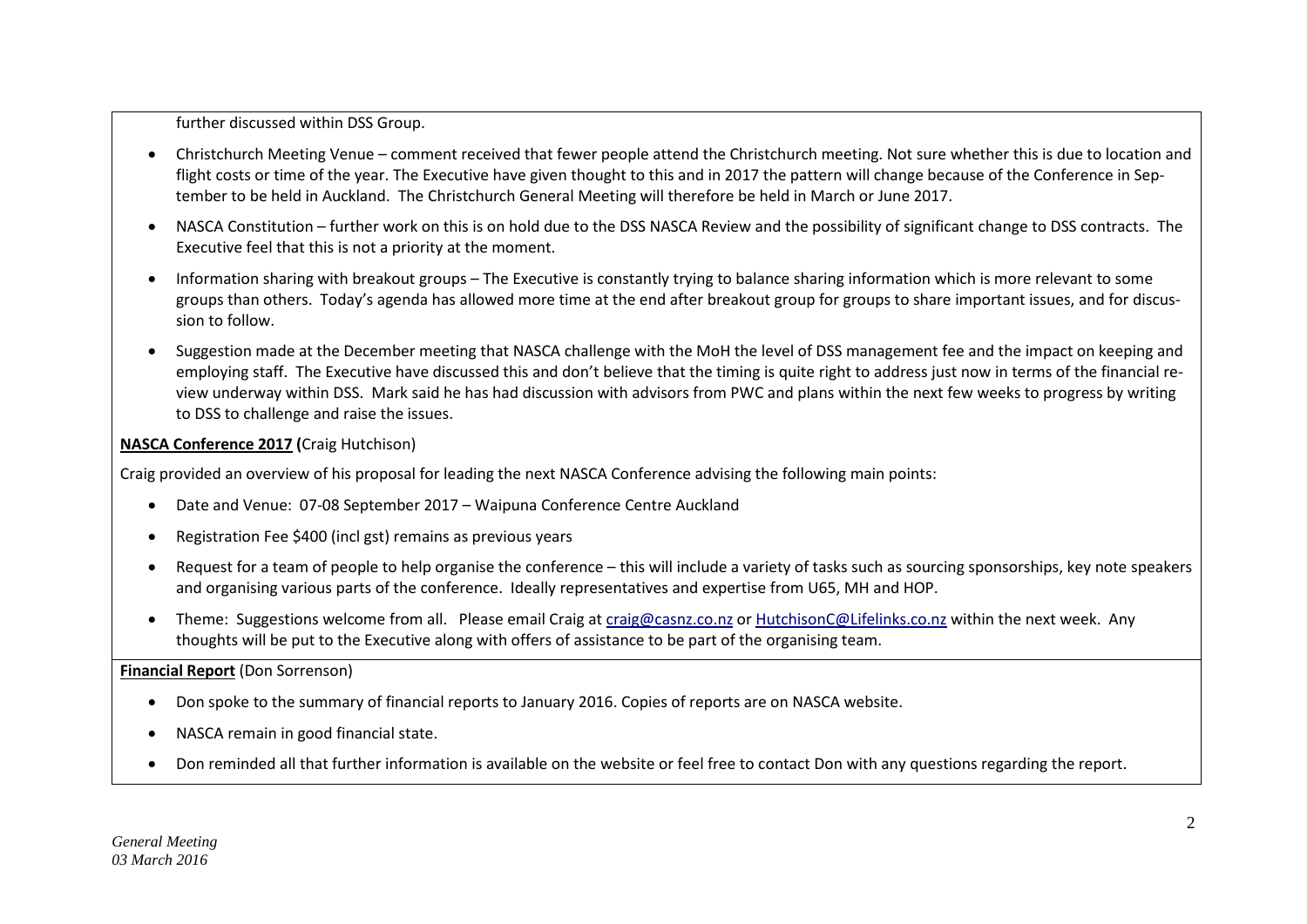further discussed within DSS Group.

- Christchurch Meeting Venue – comment received that fewer people attend the Christchurch meeting. Not sure whether this is due to location and flight costs or time of the year. The Executive have given thought to this and in 2017 the pattern will change because of the Conference in September to be held in Auckland. The Christchurch General Meeting will therefore be held in March or June 2017.
- NASCA Constitution – further work on this is on hold due to the DSS NASCA Review and the possibility of significant change to DSS contracts. The Executive feel that this is not a priority at the moment.
- Information sharing with breakout groups – The Executive is constantly trying to balance sharing information which is more relevant to some groups than others. Today's agenda has allowed more time at the end after breakout group for groups to share important issues, and for discussion to follow.
- Suggestion made at the December meeting that NASCA challenge with the MoH the level of DSS management fee and the impact on keeping and employing staff. The Executive have discussed this and don't believe that the timing is quite right to address just now in terms of the financial review underway within DSS. Mark said he has had discussion with advisors from PWC and plans within the next few weeks to progress by writing to DSS to challenge and raise the issues.

**NASCA Conference 2017 (**Craig Hutchison)

Craig provided an overview of his proposal for leading the next NASCA Conference advising the following main points:

- Date and Venue: 07-08 September 2017 – Waipuna Conference Centre Auckland
- Registration Fee $400 (incl gst) remains as previous years
- Request for a team of people to help organise the conference – this will include a variety of tasks such as sourcing sponsorships, key note speakers and organising various parts of the conference. Ideally representatives and expertise from U65, MH and HOP.
- Theme: Suggestions welcome from all. Please email Craig at craig@casnz.co.nz or HutchisonC@Lifelinks.co.nz within the next week. Any thoughts will be put to the Executive along with offers of assistance to be part of the organising team.

**Financial Report** (Don Sorrenson)

- Don spoke to the summary of financial reports to January 2016. Copies of reports are on NASCA website.
- NASCA remain in good financial state.
- Don reminded all that further information is available on the website or feel free to contact Don with any questions regarding the report.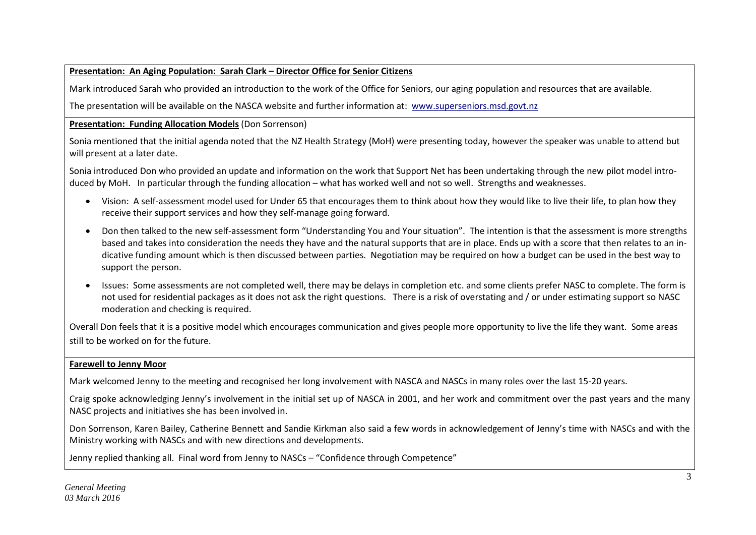**Presentation: An Aging Population: Sarah Clark – Director Office for Senior Citizens**

Mark introduced Sarah who provided an introduction to the work of the Office for Seniors, our aging population and resources that are available.

The presentation will be available on the NASCA website and further information at: www.superseniors.msd.govt.nz

**Presentation: Funding Allocation Models** (Don Sorrenson)

Sonia mentioned that the initial agenda noted that the NZ Health Strategy (MoH) were presenting today, however the speaker was unable to attend but will present at a later date.

Sonia introduced Don who provided an update and information on the work that Support Net has been undertaking through the new pilot model introduced by MoH. In particular through the funding allocation – what has worked well and not so well. Strengths and weaknesses.

- Vision: A self-assessment model used for Under 65 that encourages them to think about how they would like to live their life, to plan how they receive their support services and how they self-manage going forward.
- Don then talked to the new self-assessment form "Understanding You and Your situation". The intention is that the assessment is more strengths based and takes into consideration the needs they have and the natural supports that are in place. Ends up with a score that then relates to an indicative funding amount which is then discussed between parties. Negotiation may be required on how a budget can be used in the best way to support the person.
- Issues: Some assessments are not completed well, there may be delays in completion etc. and some clients prefer NASC to complete. The form is not used for residential packages as it does not ask the right questions. There is a risk of overstating and / or under estimating support so NASC moderation and checking is required.

Overall Don feels that it is a positive model which encourages communication and gives people more opportunity to live the life they want. Some areas still to be worked on for the future.

**Farewell to Jenny Moor**

Mark welcomed Jenny to the meeting and recognised her long involvement with NASCA and NASCs in many roles over the last 15-20 years.

Craig spoke acknowledging Jenny's involvement in the initial set up of NASCA in 2001, and her work and commitment over the past years and the many NASC projects and initiatives she has been involved in.

Don Sorrenson, Karen Bailey, Catherine Bennett and Sandie Kirkman also said a few words in acknowledgement of Jenny's time with NASCs and with the Ministry working with NASCs and with new directions and developments.

Jenny replied thanking all. Final word from Jenny to NASCs – "Confidence through Competence"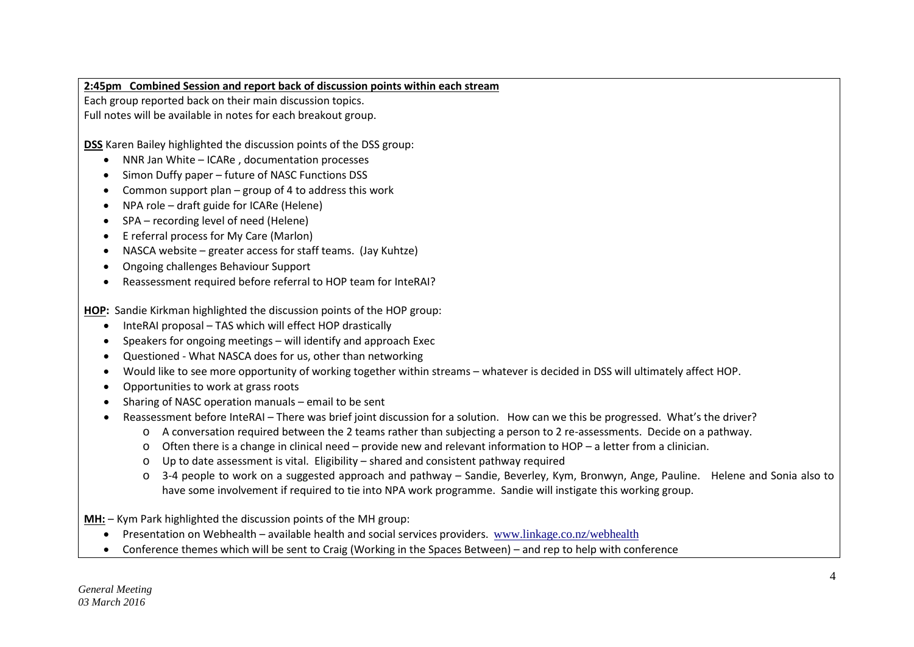**2:45pm Combined Session and report back of discussion points within each stream**

Each group reported back on their main discussion topics.
Full notes will be available in notes for each breakout group.

**DSS** Karen Bailey highlighted the discussion points of the DSS group:

- NNR Jan White – ICARe , documentation processes
- Simon Duffy paper – future of NASC Functions DSS
- Common support plan – group of 4 to address this work
- NPA role – draft guide for ICARe (Helene)
- SPA – recording level of need (Helene)
- E referral process for My Care (Marlon)
- NASCA website – greater access for staff teams. (Jay Kuhtze)
- Ongoing challenges Behaviour Support
- Reassessment required before referral to HOP team for InteRAI?

**HOP:** Sandie Kirkman highlighted the discussion points of the HOP group:

- InteRAI proposal – TAS which will effect HOP drastically
- Speakers for ongoing meetings – will identify and approach Exec
- Questioned - What NASCA does for us, other than networking
- Would like to see more opportunity of working together within streams – whatever is decided in DSS will ultimately affect HOP.
- Opportunities to work at grass roots
- Sharing of NASC operation manuals – email to be sent
- Reassessment before InteRAI – There was brief joint discussion for a solution. How can we this be progressed. What's the driver?
    - A conversation required between the 2 teams rather than subjecting a person to 2 re-assessments. Decide on a pathway.
    - Often there is a change in clinical need – provide new and relevant information to HOP – a letter from a clinician.
    - Up to date assessment is vital. Eligibility – shared and consistent pathway required
    - 3-4 people to work on a suggested approach and pathway – Sandie, Beverley, Kym, Bronwyn, Ange, Pauline. Helene and Sonia also to have some involvement if required to tie into NPA work programme. Sandie will instigate this working group.

**MH:** – Kym Park highlighted the discussion points of the MH group:

- Presentation on Webhealth – available health and social services providers. www.linkage.co.nz/webhealth
- Conference themes which will be sent to Craig (Working in the Spaces Between) – and rep to help with conference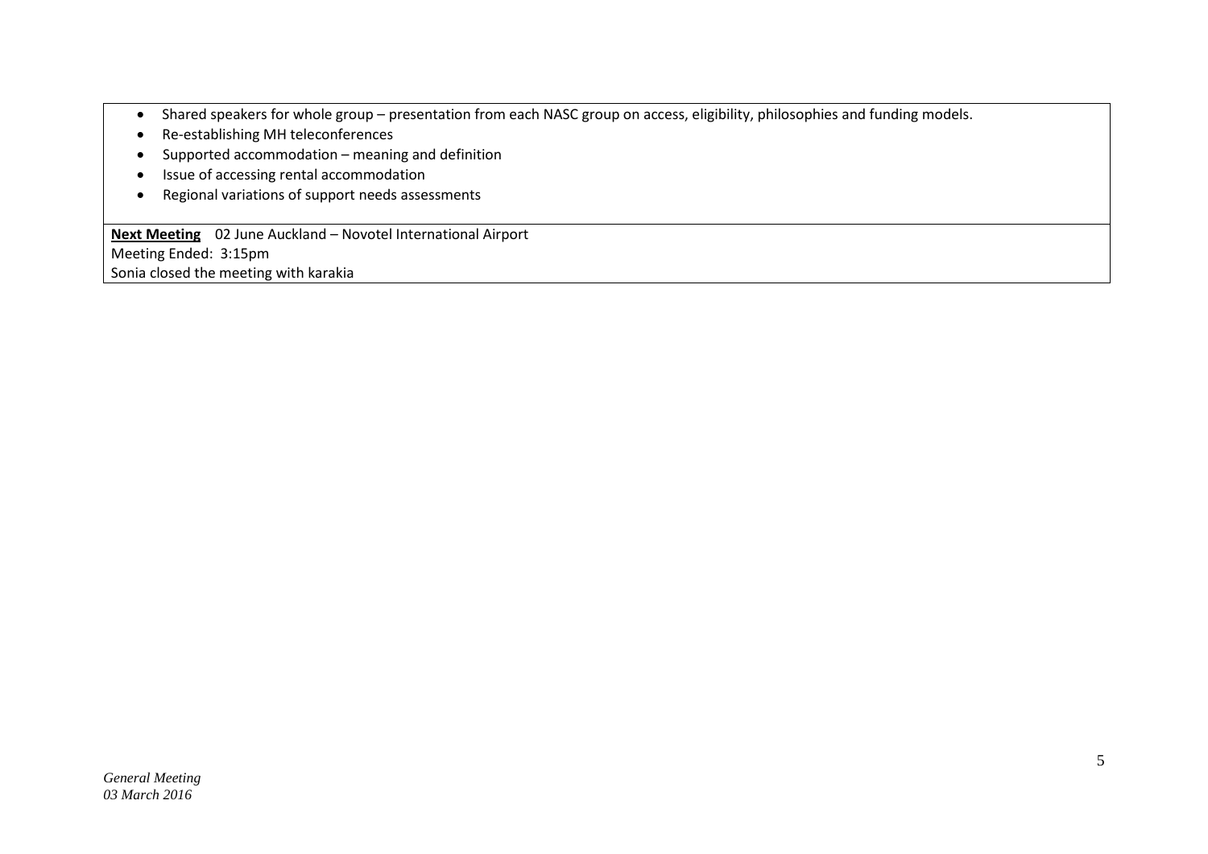- Shared speakers for whole group – presentation from each NASC group on access, eligibility, philosophies and funding models.
- Re-establishing MH teleconferences
- Supported accommodation – meaning and definition
- Issue of accessing rental accommodation
- Regional variations of support needs assessments

**Next Meeting** 02 June Auckland – Novotel International Airport

Meeting Ended: 3:15pm

Sonia closed the meeting with karakia